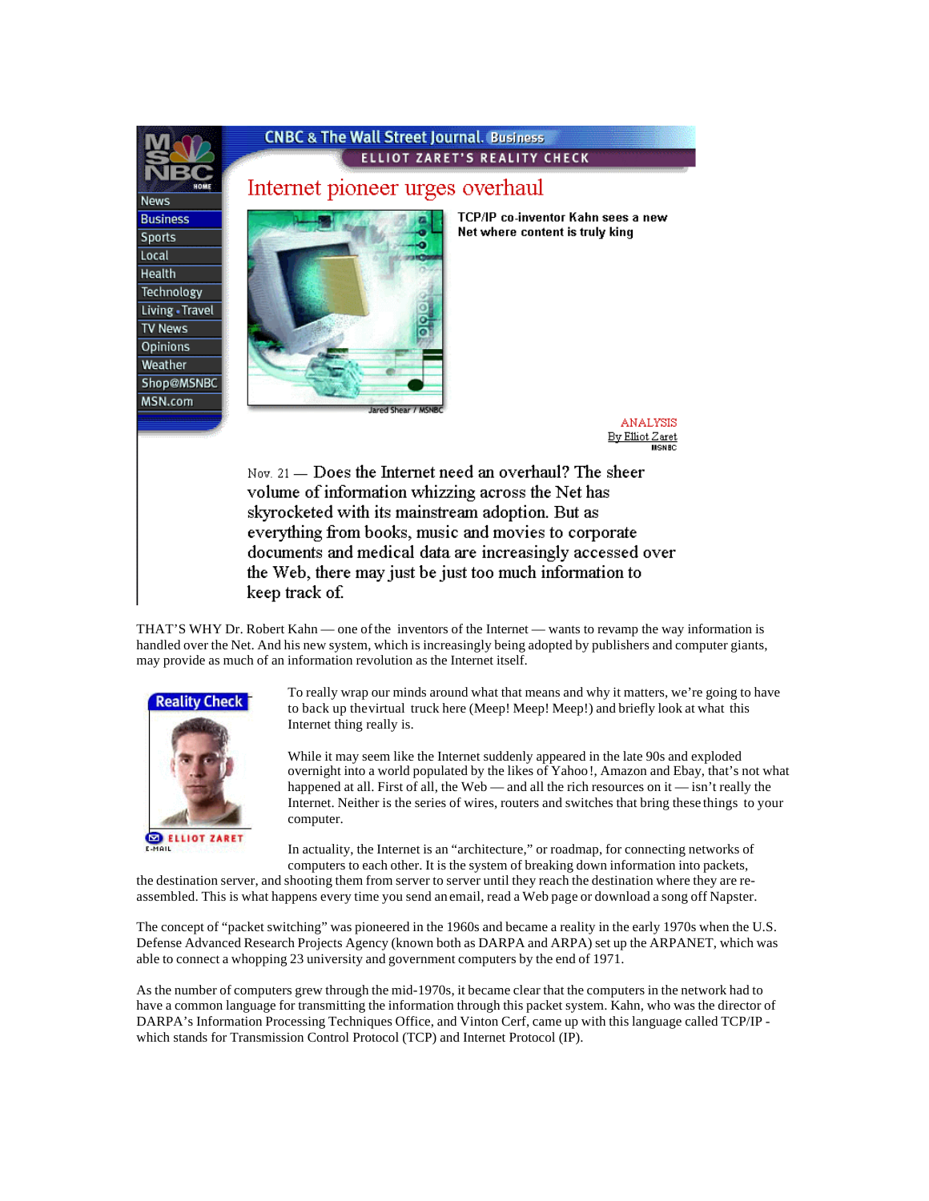CNBC & The Wall Street Journal. Business

ELLIOT ZARET'S REALITY CHECK

# Internet pioneer urges overhaul

**TCP/IP co-inventor Kahn sees a new Net where content is truly king**

Jared Shear / MSNBC

ANALYSIS
By Elliot Zaret
MSNBC

Nov. 21 — Does the Internet need an overhaul? The sheer volume of information whizzing across the Net has skyrocketed with its mainstream adoption. But as everything from books, music and movies to corporate documents and medical data are increasingly accessed over the Web, there may just be just too much information to keep track of.

THAT'S WHY Dr. Robert Kahn — one of the inventors of the Internet — wants to revamp the way information is handled over the Net. And his new system, which is increasingly being adopted by publishers and computer giants, may provide as much of an information revolution as the Internet itself.

Reality Check

ELLIOT ZARET
E-MAIL

To really wrap our minds around what that means and why it matters, we're going to have to back up the virtual truck here (Meep! Meep! Meep!) and briefly look at what this Internet thing really is.

While it may seem like the Internet suddenly appeared in the late 90s and exploded overnight into a world populated by the likes of Yahoo!, Amazon and Ebay, that's not what happened at all. First of all, the Web — and all the rich resources on it — isn't really the Internet. Neither is the series of wires, routers and switches that bring these things to your computer.

In actuality, the Internet is an "architecture," or roadmap, for connecting networks of computers to each other. It is the system of breaking down information into packets, the destination server, and shooting them from server to server until they reach the destination where they are re-assembled. This is what happens every time you send an email, read a Web page or download a song off Napster.

The concept of "packet switching" was pioneered in the 1960s and became a reality in the early 1970s when the U.S. Defense Advanced Research Projects Agency (known both as DARPA and ARPA) set up the ARPANET, which was able to connect a whopping 23 university and government computers by the end of 1971.

As the number of computers grew through the mid-1970s, it became clear that the computers in the network had to have a common language for transmitting the information through this packet system. Kahn, who was the director of DARPA's Information Processing Techniques Office, and Vinton Cerf, came up with this language called TCP/IP - which stands for Transmission Control Protocol (TCP) and Internet Protocol (IP).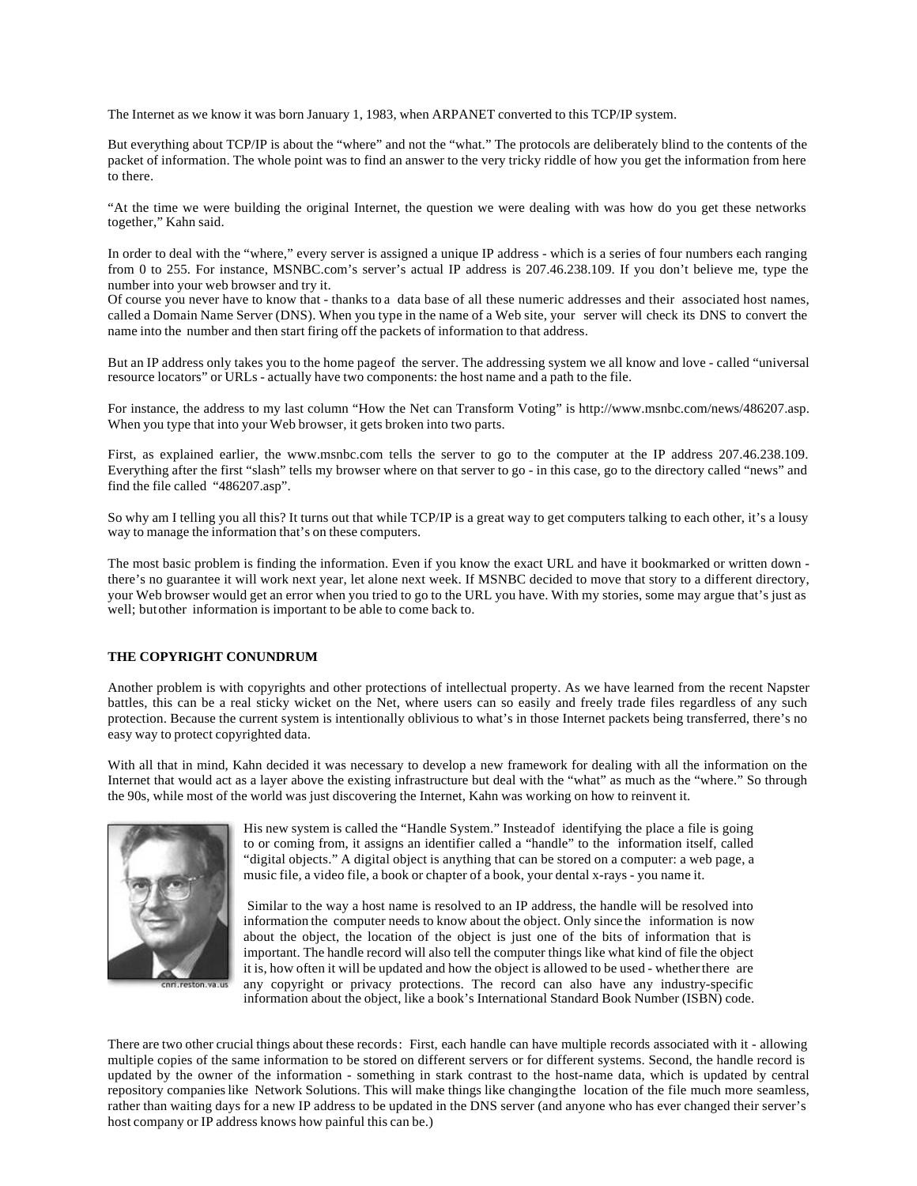The Internet as we know it was born January 1, 1983, when ARPANET converted to this TCP/IP system.

But everything about TCP/IP is about the "where" and not the "what." The protocols are deliberately blind to the contents of the packet of information. The whole point was to find an answer to the very tricky riddle of how you get the information from here to there.

"At the time we were building the original Internet, the question we were dealing with was how do you get these networks together," Kahn said.

In order to deal with the "where," every server is assigned a unique IP address - which is a series of four numbers each ranging from 0 to 255. For instance, MSNBC.com's server's actual IP address is 207.46.238.109. If you don't believe me, type the number into your web browser and try it.
Of course you never have to know that - thanks to a data base of all these numeric addresses and their associated host names, called a Domain Name Server (DNS). When you type in the name of a Web site, your server will check its DNS to convert the name into the number and then start firing off the packets of information to that address.

But an IP address only takes you to the home page of the server. The addressing system we all know and love - called "universal resource locators" or URLs - actually have two components: the host name and a path to the file.

For instance, the address to my last column "How the Net can Transform Voting" is http://www.msnbc.com/news/486207.asp. When you type that into your Web browser, it gets broken into two parts.

First, as explained earlier, the www.msnbc.com tells the server to go to the computer at the IP address 207.46.238.109. Everything after the first "slash" tells my browser where on that server to go - in this case, go to the directory called "news" and find the file called "486207.asp".

So why am I telling you all this? It turns out that while TCP/IP is a great way to get computers talking to each other, it's a lousy way to manage the information that's on these computers.

The most basic problem is finding the information. Even if you know the exact URL and have it bookmarked or written down - there's no guarantee it will work next year, let alone next week. If MSNBC decided to move that story to a different directory, your Web browser would get an error when you tried to go to the URL you have. With my stories, some may argue that's just as well; but other information is important to be able to come back to.

**THE COPYRIGHT CONUNDRUM**

Another problem is with copyrights and other protections of intellectual property. As we have learned from the recent Napster battles, this can be a real sticky wicket on the Net, where users can so easily and freely trade files regardless of any such protection. Because the current system is intentionally oblivious to what's in those Internet packets being transferred, there's no easy way to protect copyrighted data.

With all that in mind, Kahn decided it was necessary to develop a new framework for dealing with all the information on the Internet that would act as a layer above the existing infrastructure but deal with the "what" as much as the "where." So through the 90s, while most of the world was just discovering the Internet, Kahn was working on how to reinvent it.

cnri.reston.va.us

His new system is called the "Handle System." Instead of identifying the place a file is going to or coming from, it assigns an identifier called a "handle" to the information itself, called "digital objects." A digital object is anything that can be stored on a computer: a web page, a music file, a video file, a book or chapter of a book, your dental x-rays - you name it.

Similar to the way a host name is resolved to an IP address, the handle will be resolved into information the computer needs to know about the object. Only since the information is now about the object, the location of the object is just one of the bits of information that is important. The handle record will also tell the computer things like what kind of file the object it is, how often it will be updated and how the object is allowed to be used - whether there are any copyright or privacy protections. The record can also have any industry-specific information about the object, like a book's International Standard Book Number (ISBN) code.

There are two other crucial things about these records: First, each handle can have multiple records associated with it - allowing multiple copies of the same information to be stored on different servers or for different systems. Second, the handle record is updated by the owner of the information - something in stark contrast to the host-name data, which is updated by central repository companies like Network Solutions. This will make things like changing the location of the file much more seamless, rather than waiting days for a new IP address to be updated in the DNS server (and anyone who has ever changed their server's host company or IP address knows how painful this can be.)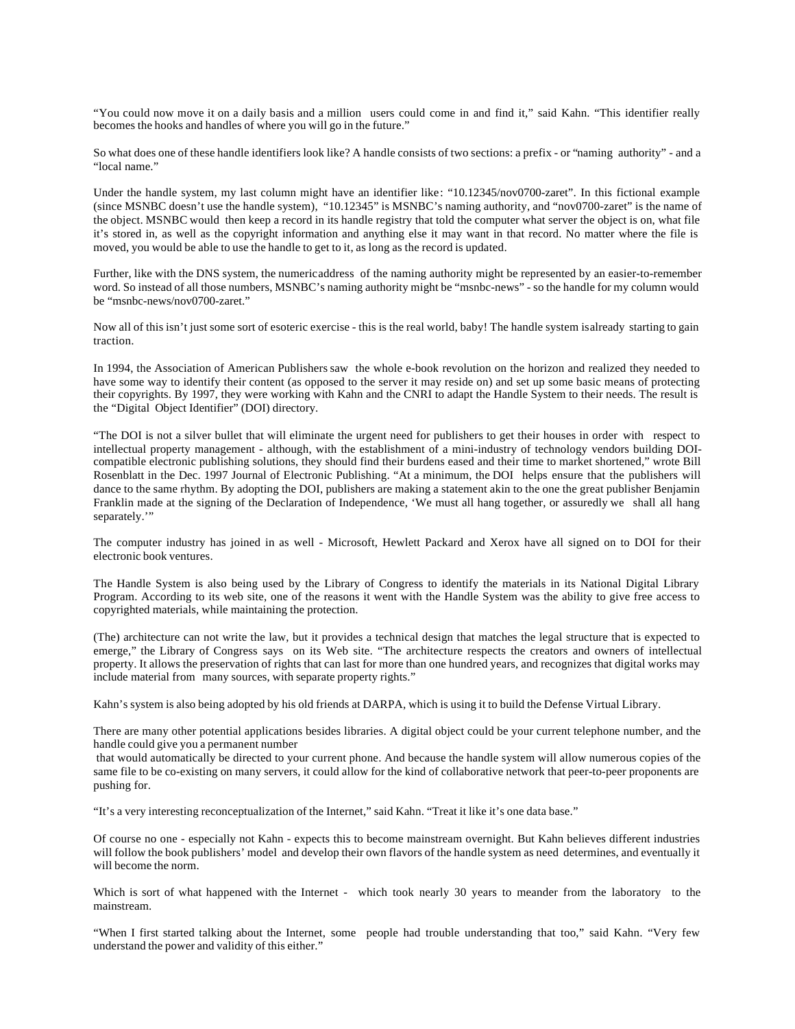"You could now move it on a daily basis and a million users could come in and find it," said Kahn. "This identifier really becomes the hooks and handles of where you will go in the future."

So what does one of these handle identifiers look like? A handle consists of two sections: a prefix - or "naming authority" - and a "local name."

Under the handle system, my last column might have an identifier like: "10.12345/nov0700-zaret". In this fictional example (since MSNBC doesn't use the handle system), "10.12345" is MSNBC's naming authority, and "nov0700-zaret" is the name of the object. MSNBC would then keep a record in its handle registry that told the computer what server the object is on, what file it's stored in, as well as the copyright information and anything else it may want in that record. No matter where the file is moved, you would be able to use the handle to get to it, as long as the record is updated.

Further, like with the DNS system, the numericaddress of the naming authority might be represented by an easier-to-remember word. So instead of all those numbers, MSNBC's naming authority might be "msnbc-news" - so the handle for my column would be "msnbc-news/nov0700-zaret."

Now all of this isn't just some sort of esoteric exercise - this is the real world, baby! The handle system isalready starting to gain traction.

In 1994, the Association of American Publishers saw the whole e-book revolution on the horizon and realized they needed to have some way to identify their content (as opposed to the server it may reside on) and set up some basic means of protecting their copyrights. By 1997, they were working with Kahn and the CNRI to adapt the Handle System to their needs. The result is the "Digital Object Identifier" (DOI) directory.

"The DOI is not a silver bullet that will eliminate the urgent need for publishers to get their houses in order with respect to intellectual property management - although, with the establishment of a mini-industry of technology vendors building DOI-compatible electronic publishing solutions, they should find their burdens eased and their time to market shortened," wrote Bill Rosenblatt in the Dec. 1997 Journal of Electronic Publishing. "At a minimum, the DOI helps ensure that the publishers will dance to the same rhythm. By adopting the DOI, publishers are making a statement akin to the one the great publisher Benjamin Franklin made at the signing of the Declaration of Independence, 'We must all hang together, or assuredly we shall all hang separately.'"

The computer industry has joined in as well - Microsoft, Hewlett Packard and Xerox have all signed on to DOI for their electronic book ventures.

The Handle System is also being used by the Library of Congress to identify the materials in its National Digital Library Program. According to its web site, one of the reasons it went with the Handle System was the ability to give free access to copyrighted materials, while maintaining the protection.

(The) architecture can not write the law, but it provides a technical design that matches the legal structure that is expected to emerge," the Library of Congress says on its Web site. "The architecture respects the creators and owners of intellectual property. It allows the preservation of rights that can last for more than one hundred years, and recognizes that digital works may include material from many sources, with separate property rights."

Kahn's system is also being adopted by his old friends at DARPA, which is using it to build the Defense Virtual Library.

There are many other potential applications besides libraries. A digital object could be your current telephone number, and the handle could give you a permanent number that would automatically be directed to your current phone. And because the handle system will allow numerous copies of the same file to be co-existing on many servers, it could allow for the kind of collaborative network that peer-to-peer proponents are pushing for.

"It's a very interesting reconceptualization of the Internet," said Kahn. "Treat it like it's one data base."

Of course no one - especially not Kahn - expects this to become mainstream overnight. But Kahn believes different industries will follow the book publishers' model and develop their own flavors of the handle system as need determines, and eventually it will become the norm.

Which is sort of what happened with the Internet - which took nearly 30 years to meander from the laboratory to the mainstream.

"When I first started talking about the Internet, some people had trouble understanding that too," said Kahn. "Very few understand the power and validity of this either."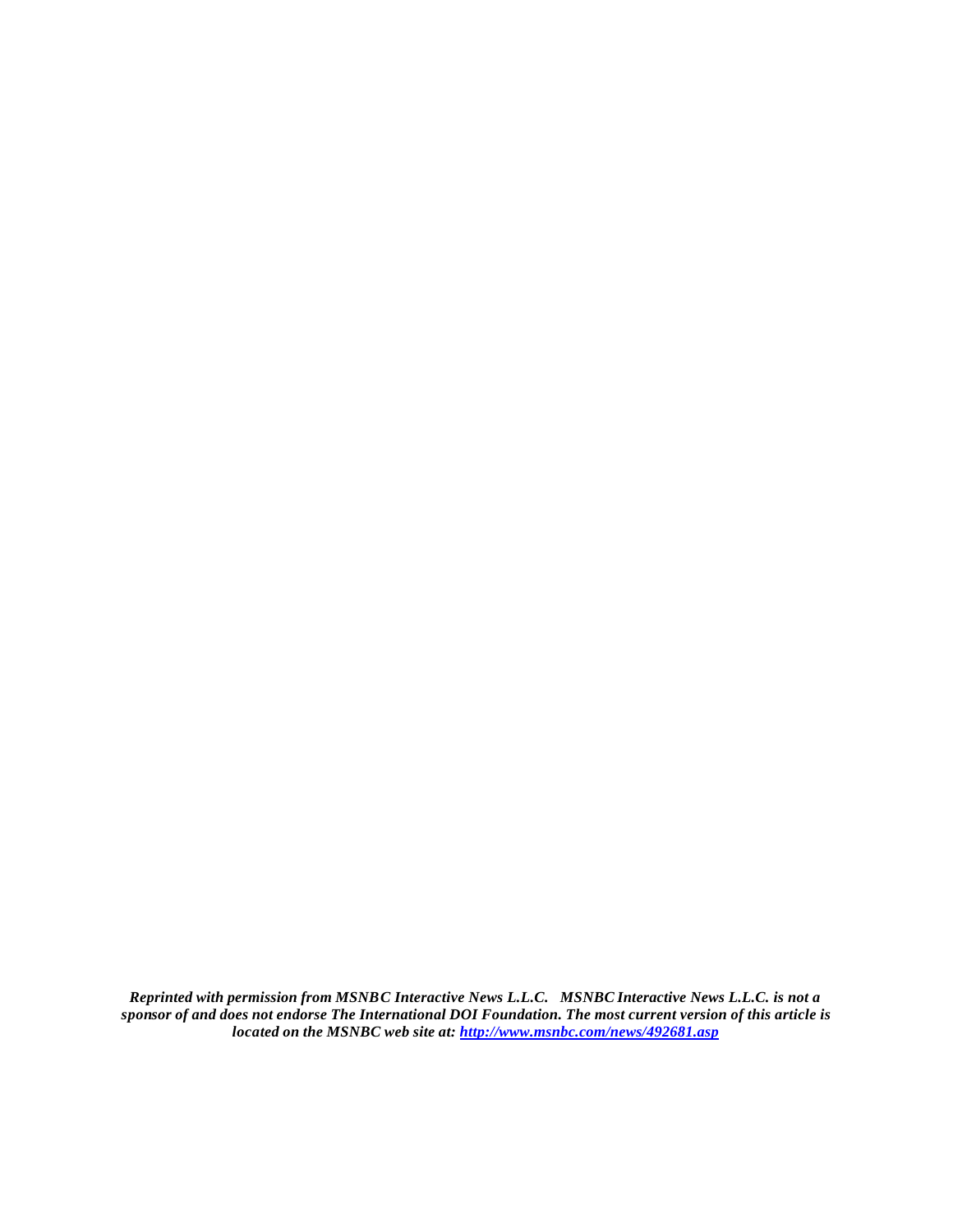***Reprinted with permission from MSNBC Interactive News L.L.C. MSNBC Interactive News L.L.C. is not a sponsor of and does not endorse The International DOI Foundation. The most current version of this article is located on the MSNBC web site at: [http://www.msnbc.com/news/492681.asp](http://www.msnbc.com/news/492681.asp)***